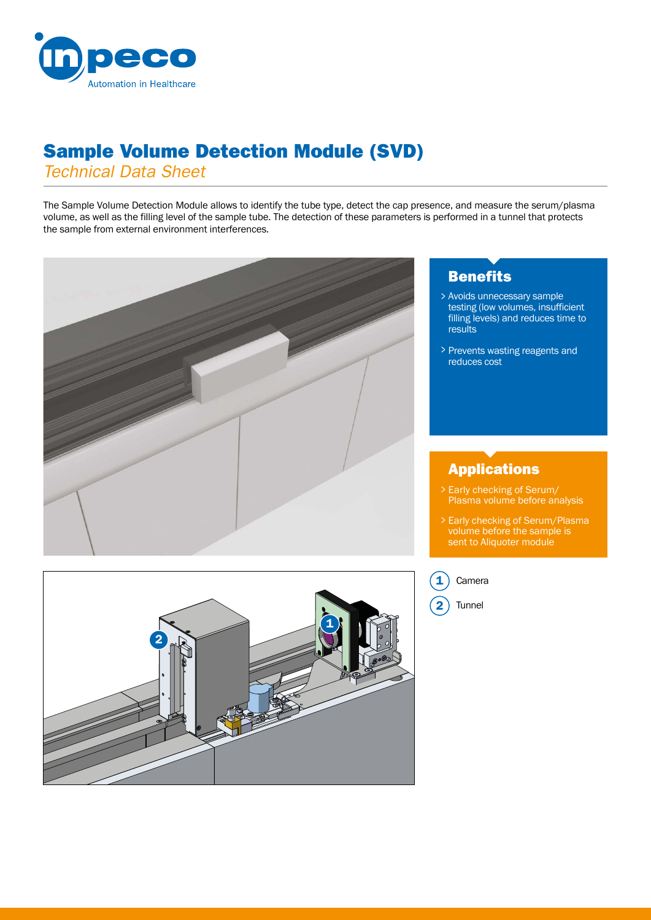# Sample Volume Detection Module (SVD)

*Technical Data Sheet*

The Sample Volume Detection Module allows to identify the tube type, detect the cap presence, and measure the serum/plasma volume, as well as the filling level of the sample tube. The detection of these parameters is performed in a tunnel that protects the sample from external environment interferences.

## Benefits

- Avoids unnecessary sample testing (low volumes, insufficient filling levels) and reduces time to results
- Prevents wasting reagents and reduces cost

## Applications

- Early checking of Serum/ Plasma volume before analysis
- Early checking of Serum/Plasma volume before the sample is sent to Aliquoter module

1. Camera
2. Tunnel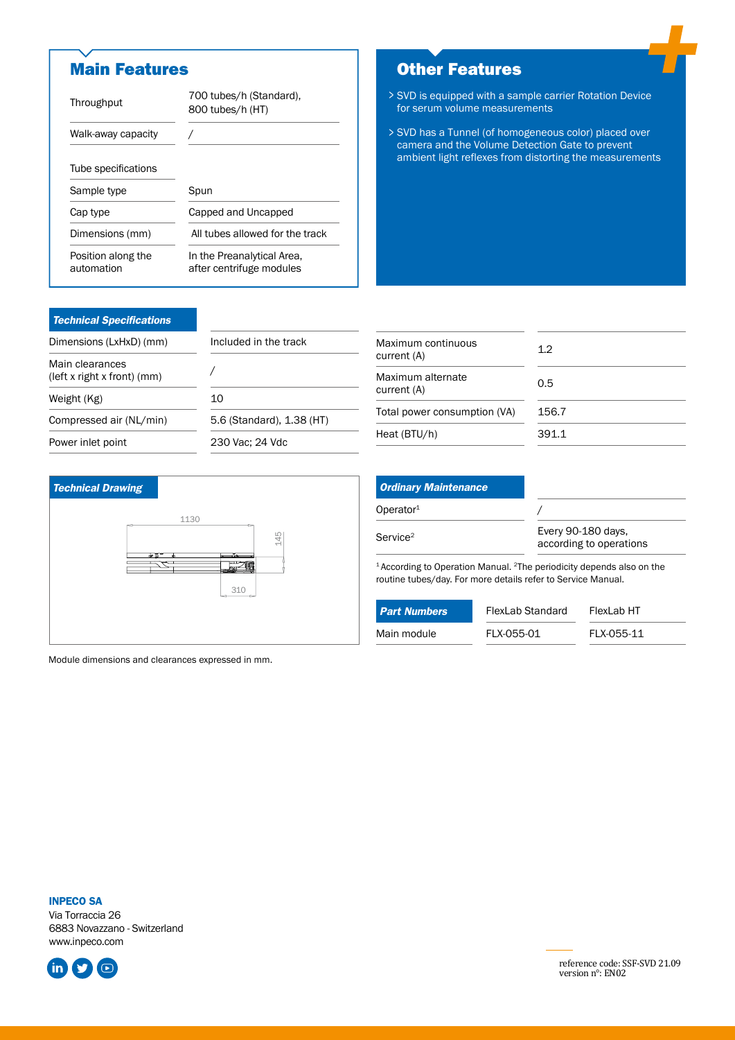## Main Features

| | |
|---|---|
| Throughput | 700 tubes/h (Standard), 800 tubes/h (HT) |
| Walk-away capacity | / |
| Tube specifications | |
| Sample type | Spun |
| Cap type | Capped and Uncapped |
| Dimensions (mm) | All tubes allowed for the track |
| Position along the automation | In the Preanalytical Area, after centrifuge modules |

## Other Features

- SVD is equipped with a sample carrier Rotation Device for serum volume measurements
- SVD has a Tunnel (of homogeneous color) placed over camera and the Volume Detection Gate to prevent ambient light reflexes from distorting the measurements

### *Technical Specifications*

| | |
|---|---|
| Dimensions (LxHxD) (mm) | Included in the track |
| Main clearances (left x right x front) (mm) | / |
| Weight (Kg) | 10 |
| Compressed air (NL/min) | 5.6 (Standard), 1.38 (HT) |
| Power inlet point | 230 Vac; 24 Vdc |
| Maximum continuous current (A) | 1.2 |
| Maximum alternate current (A) | 0.5 |
| Total power consumption (VA) | 156.7 |
| Heat (BTU/h) | 391.1 |

### *Technical Drawing*

1130

145

310

Module dimensions and clearances expressed in mm.

### *Ordinary Maintenance*

| | |
|---|---|
| Operator[1] | / |
| Service[2] | Every 90-180 days, according to operations |

[1] According to Operation Manual. [2] The periodicity depends also on the routine tubes/day. For more details refer to Service Manual.

| *Part Numbers* | FlexLab Standard | FlexLab HT |
|---|---|---|
| Main module | FLX-055-01 | FLX-055-11 |

**INPECO SA**
Via Torraccia 26
6883 Novazzano - Switzerland
www.inpeco.com

reference code: SSF-SVD 21.09
version n°: EN02